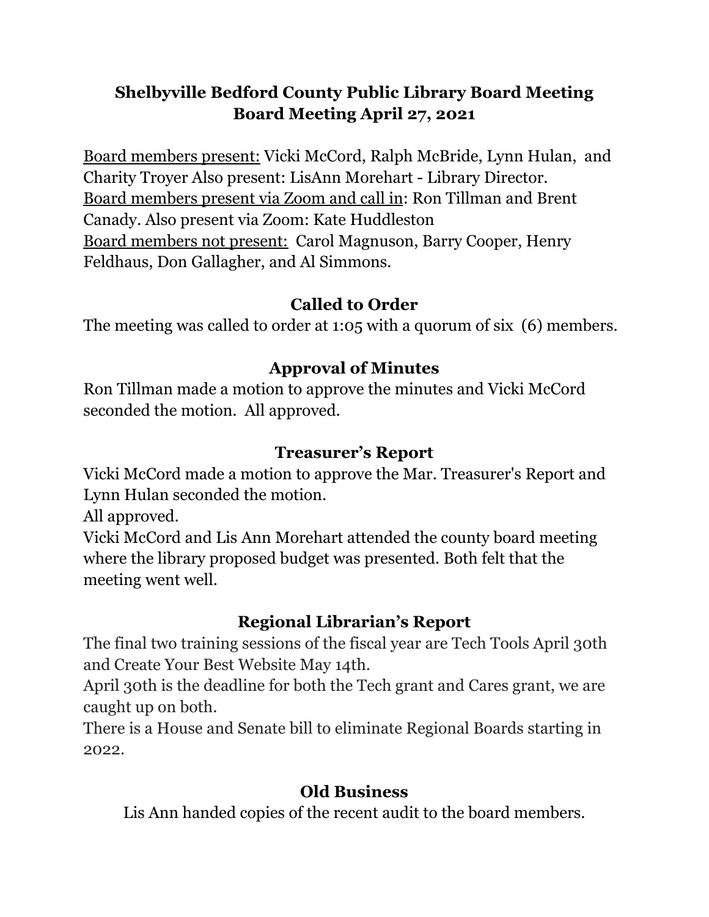# Shelbyville Bedford County Public Library Board Meeting
# Board Meeting April 27, 2021

Board members present: Vicki McCord, Ralph McBride, Lynn Hulan, and Charity Troyer Also present: LisAnn Morehart - Library Director.
Board members present via Zoom and call in: Ron Tillman and Brent Canady. Also present via Zoom: Kate Huddleston
Board members not present: Carol Magnuson, Barry Cooper, Henry Feldhaus, Don Gallagher, and Al Simmons.

## Called to Order

The meeting was called to order at 1:05 with a quorum of six (6) members.

## Approval of Minutes

Ron Tillman made a motion to approve the minutes and Vicki McCord seconded the motion. All approved.

## Treasurer's Report

Vicki McCord made a motion to approve the Mar. Treasurer's Report and Lynn Hulan seconded the motion.
All approved.
Vicki McCord and Lis Ann Morehart attended the county board meeting where the library proposed budget was presented. Both felt that the meeting went well.

## Regional Librarian's Report

The final two training sessions of the fiscal year are Tech Tools April 30th and Create Your Best Website May 14th.
April 30th is the deadline for both the Tech grant and Cares grant, we are caught up on both.
There is a House and Senate bill to eliminate Regional Boards starting in 2022.

## Old Business

Lis Ann handed copies of the recent audit to the board members.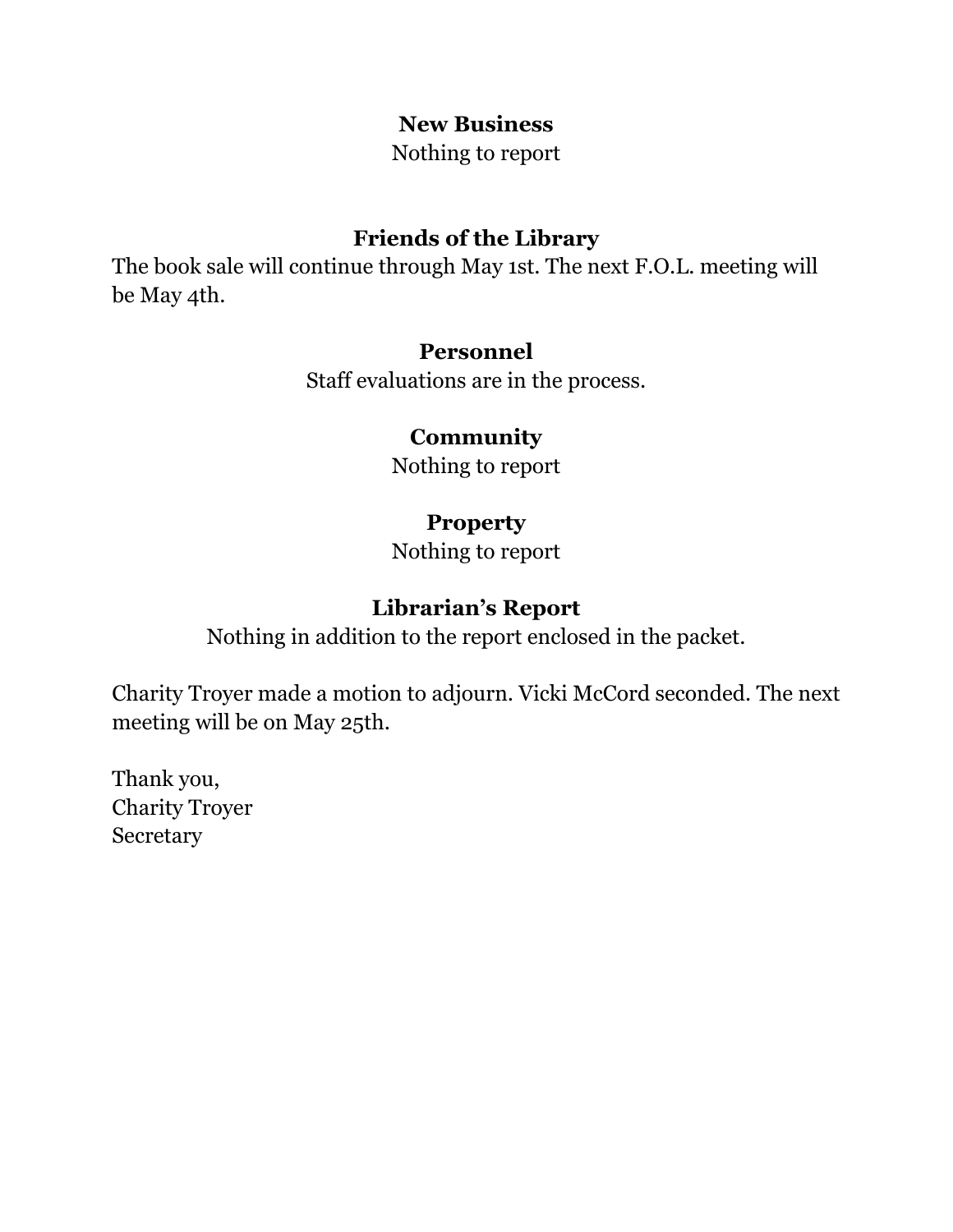**New Business**

Nothing to report

**Friends of the Library**

The book sale will continue through May 1st. The next F.O.L. meeting will be May 4th.

**Personnel**

Staff evaluations are in the process.

**Community**

Nothing to report

**Property**

Nothing to report

**Librarian's Report**

Nothing in addition to the report enclosed in the packet.

Charity Troyer made a motion to adjourn. Vicki McCord seconded. The next meeting will be on May 25th.

Thank you,
Charity Troyer
Secretary